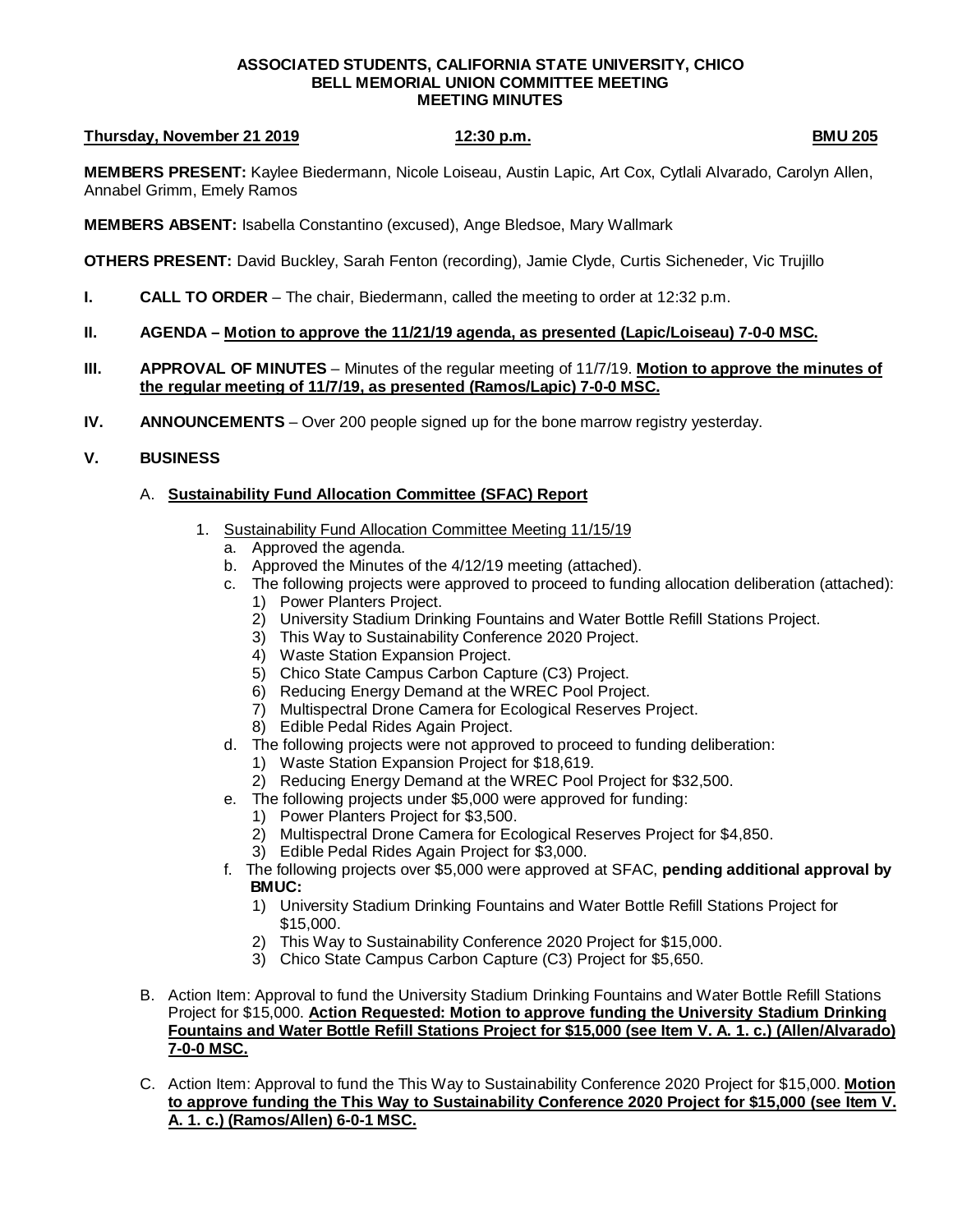**ASSOCIATED STUDENTS, CALIFORNIA STATE UNIVERSITY, CHICO**
**BELL MEMORIAL UNION COMMITTEE MEETING**
**MEETING MINUTES**

**Thursday, November 21 2019** **12:30 p.m.** **BMU 205**

**MEMBERS PRESENT:** Kaylee Biedermann, Nicole Loiseau, Austin Lapic, Art Cox, Cytlali Alvarado, Carolyn Allen, Annabel Grimm, Emely Ramos

**MEMBERS ABSENT:** Isabella Constantino (excused), Ange Bledsoe, Mary Wallmark

**OTHERS PRESENT:** David Buckley, Sarah Fenton (recording), Jamie Clyde, Curtis Sicheneder, Vic Trujillo

**I. CALL TO ORDER** – The chair, Biedermann, called the meeting to order at 12:32 p.m.

**II. AGENDA – Motion to approve the 11/21/19 agenda, as presented (Lapic/Loiseau) 7-0-0 MSC.**

**III. APPROVAL OF MINUTES** – Minutes of the regular meeting of 11/7/19. **Motion to approve the minutes of the regular meeting of 11/7/19, as presented (Ramos/Lapic) 7-0-0 MSC.**

**IV. ANNOUNCEMENTS** – Over 200 people signed up for the bone marrow registry yesterday.

**V. BUSINESS**

A. **Sustainability Fund Allocation Committee (SFAC) Report**

1. Sustainability Fund Allocation Committee Meeting 11/15/19
   a. Approved the agenda.
   b. Approved the Minutes of the 4/12/19 meeting (attached).
   c. The following projects were approved to proceed to funding allocation deliberation (attached):
      1) Power Planters Project.
      2) University Stadium Drinking Fountains and Water Bottle Refill Stations Project.
      3) This Way to Sustainability Conference 2020 Project.
      4) Waste Station Expansion Project.
      5) Chico State Campus Carbon Capture (C3) Project.
      6) Reducing Energy Demand at the WREC Pool Project.
      7) Multispectral Drone Camera for Ecological Reserves Project.
      8) Edible Pedal Rides Again Project.
   d. The following projects were not approved to proceed to funding deliberation:
      1) Waste Station Expansion Project for $18,619.
      2) Reducing Energy Demand at the WREC Pool Project for $32,500.
   e. The following projects under $5,000 were approved for funding:
      1) Power Planters Project for $3,500.
      2) Multispectral Drone Camera for Ecological Reserves Project for $4,850.
      3) Edible Pedal Rides Again Project for $3,000.
   f. The following projects over $5,000 were approved at SFAC, **pending additional approval by BMUC:**
      1) University Stadium Drinking Fountains and Water Bottle Refill Stations Project for $15,000.
      2) This Way to Sustainability Conference 2020 Project for $15,000.
      3) Chico State Campus Carbon Capture (C3) Project for $5,650.

B. Action Item: Approval to fund the University Stadium Drinking Fountains and Water Bottle Refill Stations Project for $15,000. **Action Requested: Motion to approve funding the University Stadium Drinking Fountains and Water Bottle Refill Stations Project for $15,000 (see Item V. A. 1. c.) (Allen/Alvarado) 7-0-0 MSC.**

C. Action Item: Approval to fund the This Way to Sustainability Conference 2020 Project for $15,000. **Motion to approve funding the This Way to Sustainability Conference 2020 Project for $15,000 (see Item V. A. 1. c.) (Ramos/Allen) 6-0-1 MSC.**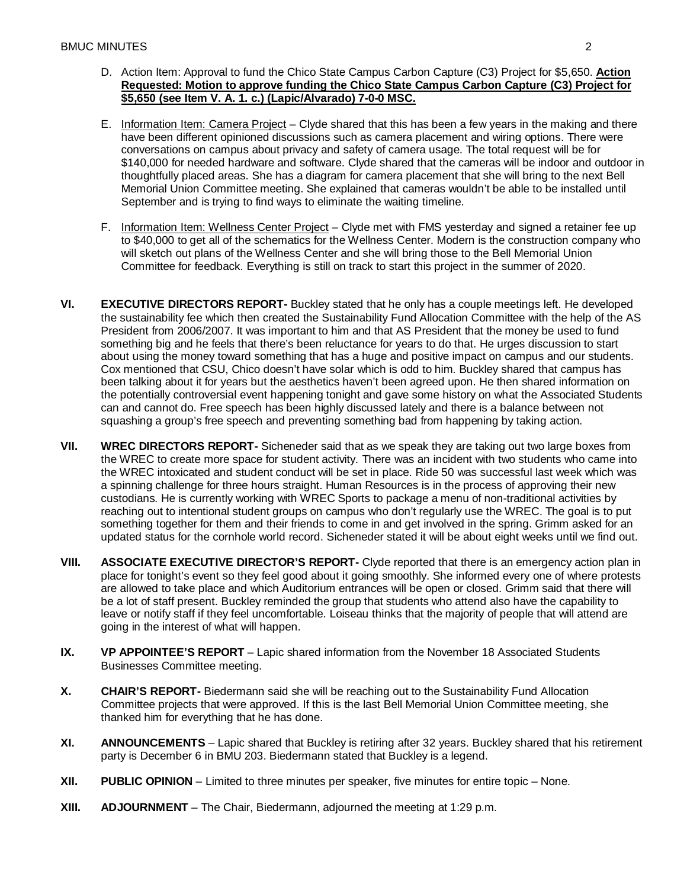D. Action Item: Approval to fund the Chico State Campus Carbon Capture (C3) Project for $5,650. **Action Requested: Motion to approve funding the Chico State Campus Carbon Capture (C3) Project for $5,650 (see Item V. A. 1. c.) (Lapic/Alvarado) 7-0-0 MSC.**

E. Information Item: Camera Project – Clyde shared that this has been a few years in the making and there have been different opinioned discussions such as camera placement and wiring options. There were conversations on campus about privacy and safety of camera usage. The total request will be for $140,000 for needed hardware and software. Clyde shared that the cameras will be indoor and outdoor in thoughtfully placed areas. She has a diagram for camera placement that she will bring to the next Bell Memorial Union Committee meeting. She explained that cameras wouldn't be able to be installed until September and is trying to find ways to eliminate the waiting timeline.

F. Information Item: Wellness Center Project – Clyde met with FMS yesterday and signed a retainer fee up to $40,000 to get all of the schematics for the Wellness Center. Modern is the construction company who will sketch out plans of the Wellness Center and she will bring those to the Bell Memorial Union Committee for feedback. Everything is still on track to start this project in the summer of 2020.

**VI. EXECUTIVE DIRECTORS REPORT-** Buckley stated that he only has a couple meetings left. He developed the sustainability fee which then created the Sustainability Fund Allocation Committee with the help of the AS President from 2006/2007. It was important to him and that AS President that the money be used to fund something big and he feels that there's been reluctance for years to do that. He urges discussion to start about using the money toward something that has a huge and positive impact on campus and our students. Cox mentioned that CSU, Chico doesn't have solar which is odd to him. Buckley shared that campus has been talking about it for years but the aesthetics haven't been agreed upon. He then shared information on the potentially controversial event happening tonight and gave some history on what the Associated Students can and cannot do. Free speech has been highly discussed lately and there is a balance between not squashing a group's free speech and preventing something bad from happening by taking action.

**VII. WREC DIRECTORS REPORT-** Sicheneder said that as we speak they are taking out two large boxes from the WREC to create more space for student activity. There was an incident with two students who came into the WREC intoxicated and student conduct will be set in place. Ride 50 was successful last week which was a spinning challenge for three hours straight. Human Resources is in the process of approving their new custodians. He is currently working with WREC Sports to package a menu of non-traditional activities by reaching out to intentional student groups on campus who don't regularly use the WREC. The goal is to put something together for them and their friends to come in and get involved in the spring. Grimm asked for an updated status for the cornhole world record. Sicheneder stated it will be about eight weeks until we find out.

**VIII. ASSOCIATE EXECUTIVE DIRECTOR'S REPORT-** Clyde reported that there is an emergency action plan in place for tonight's event so they feel good about it going smoothly. She informed every one of where protests are allowed to take place and which Auditorium entrances will be open or closed. Grimm said that there will be a lot of staff present. Buckley reminded the group that students who attend also have the capability to leave or notify staff if they feel uncomfortable. Loiseau thinks that the majority of people that will attend are going in the interest of what will happen.

**IX. VP APPOINTEE'S REPORT** – Lapic shared information from the November 18 Associated Students Businesses Committee meeting.

**X. CHAIR'S REPORT-** Biedermann said she will be reaching out to the Sustainability Fund Allocation Committee projects that were approved. If this is the last Bell Memorial Union Committee meeting, she thanked him for everything that he has done.

**XI. ANNOUNCEMENTS** – Lapic shared that Buckley is retiring after 32 years. Buckley shared that his retirement party is December 6 in BMU 203. Biedermann stated that Buckley is a legend.

**XII. PUBLIC OPINION** – Limited to three minutes per speaker, five minutes for entire topic – None.

**XIII. ADJOURNMENT** – The Chair, Biedermann, adjourned the meeting at 1:29 p.m.